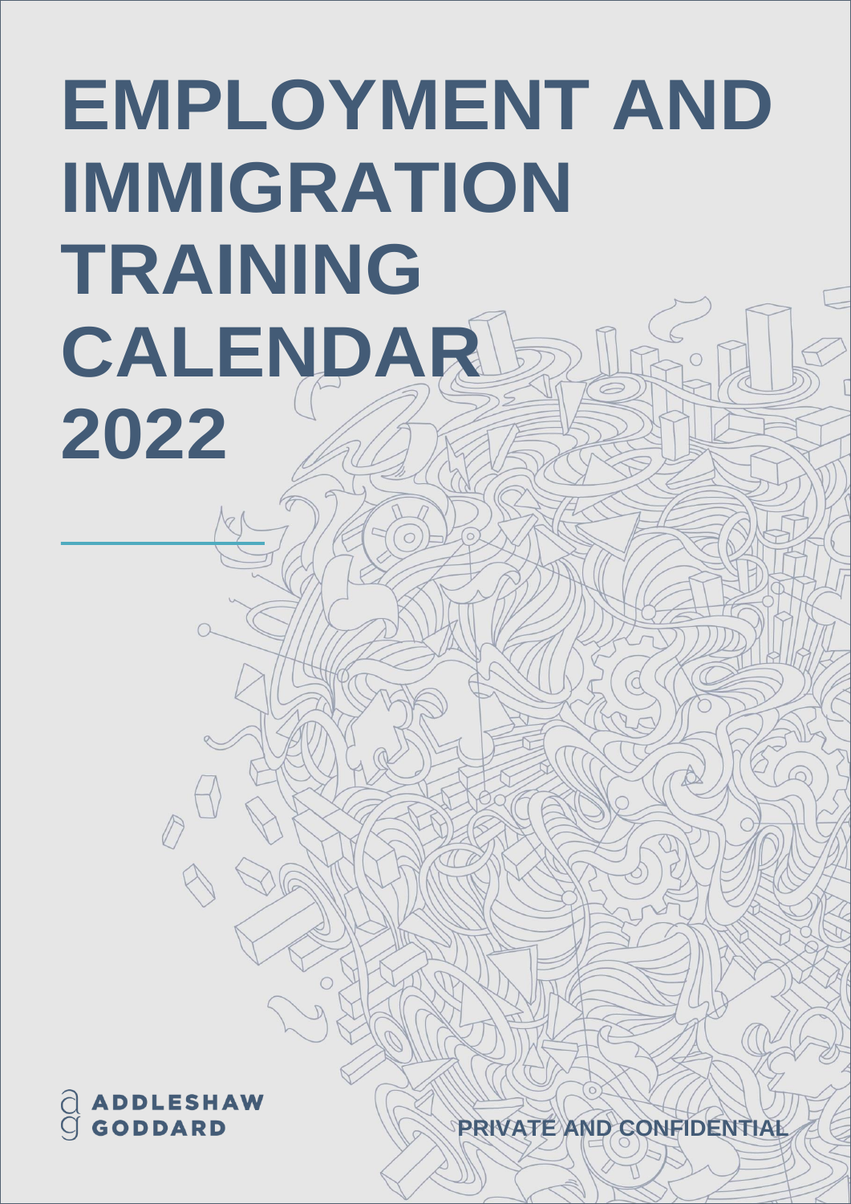# EMPLOYMENT AND IMMIGRATION TRAINING CALENDAR 2022

ADDLESHAW GODDARD

PRIVATE AND CONFIDENTIAL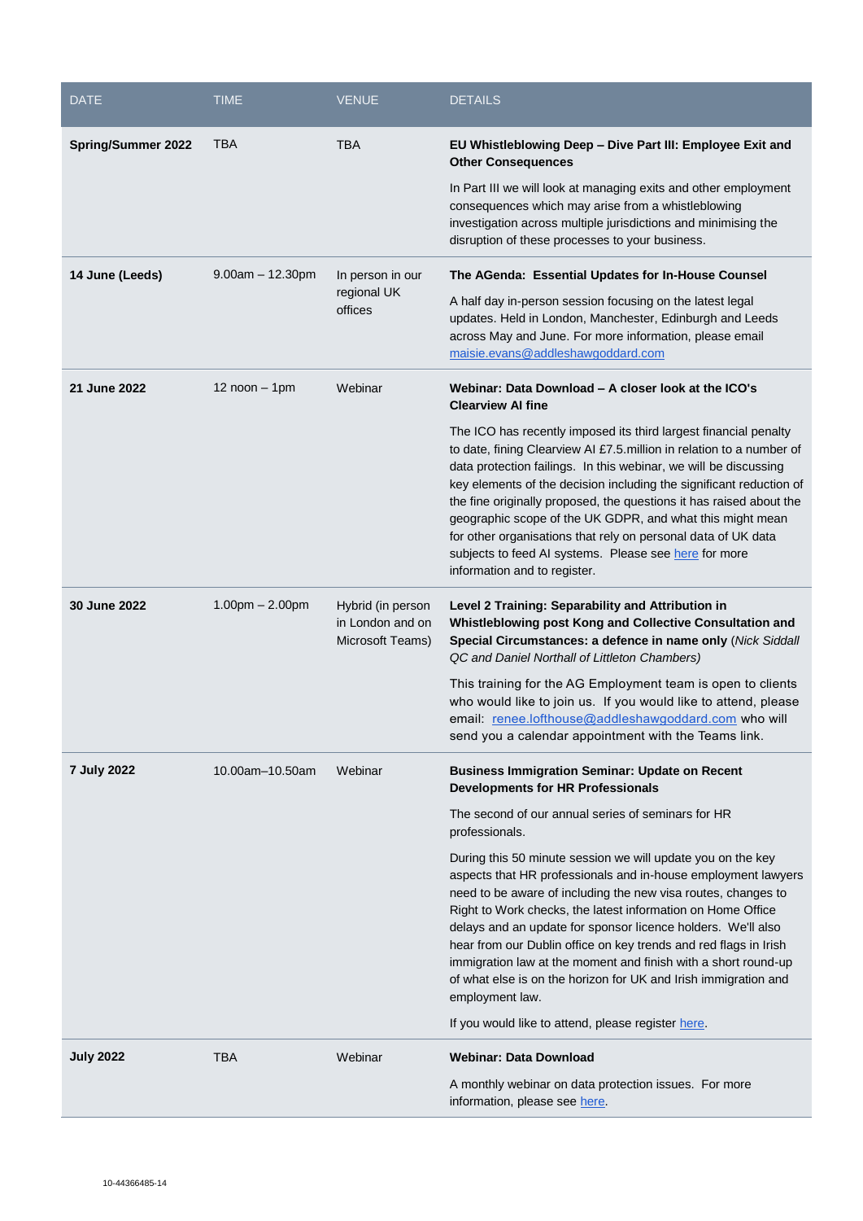| DATE | TIME | VENUE | DETAILS |
|---|---|---|---|
| **Spring/Summer 2022** | TBA | TBA | **EU Whistleblowing Deep – Dive Part III: Employee Exit and Other Consequences**<br><br>In Part III we will look at managing exits and other employment consequences which may arise from a whistleblowing investigation across multiple jurisdictions and minimising the disruption of these processes to your business. |
| **14 June (Leeds)** | 9.00am – 12.30pm | In person in our regional UK offices | **The AGenda: Essential Updates for In-House Counsel**<br><br>A half day in-person session focusing on the latest legal updates. Held in London, Manchester, Edinburgh and Leeds across May and June. For more information, please email maisie.evans@addleshawgoddard.com |
| **21 June 2022** | 12 noon – 1pm | Webinar | **Webinar: Data Download – A closer look at the ICO's Clearview AI fine**<br><br>The ICO has recently imposed its third largest financial penalty to date, fining Clearview AI £7.5.million in relation to a number of data protection failings. In this webinar, we will be discussing key elements of the decision including the significant reduction of the fine originally proposed, the questions it has raised about the geographic scope of the UK GDPR, and what this might mean for other organisations that rely on personal data of UK data subjects to feed AI systems. Please see here for more information and to register. |
| **30 June 2022** | 1.00pm – 2.00pm | Hybrid (in person in London and on Microsoft Teams) | **Level 2 Training: Separability and Attribution in Whistleblowing post Kong and Collective Consultation and Special Circumstances: a defence in name only** (*Nick Siddall QC and Daniel Northall of Littleton Chambers)*<br><br>This training for the AG Employment team is open to clients who would like to join us. If you would like to attend, please email: renee.lofthouse@addleshawgoddard.com who will send you a calendar appointment with the Teams link. |
| **7 July 2022** | 10.00am–10.50am | Webinar | **Business Immigration Seminar: Update on Recent Developments for HR Professionals**<br><br>The second of our annual series of seminars for HR professionals.<br><br>During this 50 minute session we will update you on the key aspects that HR professionals and in-house employment lawyers need to be aware of including the new visa routes, changes to Right to Work checks, the latest information on Home Office delays and an update for sponsor licence holders. We'll also hear from our Dublin office on key trends and red flags in Irish immigration law at the moment and finish with a short round-up of what else is on the horizon for UK and Irish immigration and employment law.<br><br>If you would like to attend, please register here. |
| **July 2022** | TBA | Webinar | **Webinar: Data Download**<br><br>A monthly webinar on data protection issues. For more information, please see here. |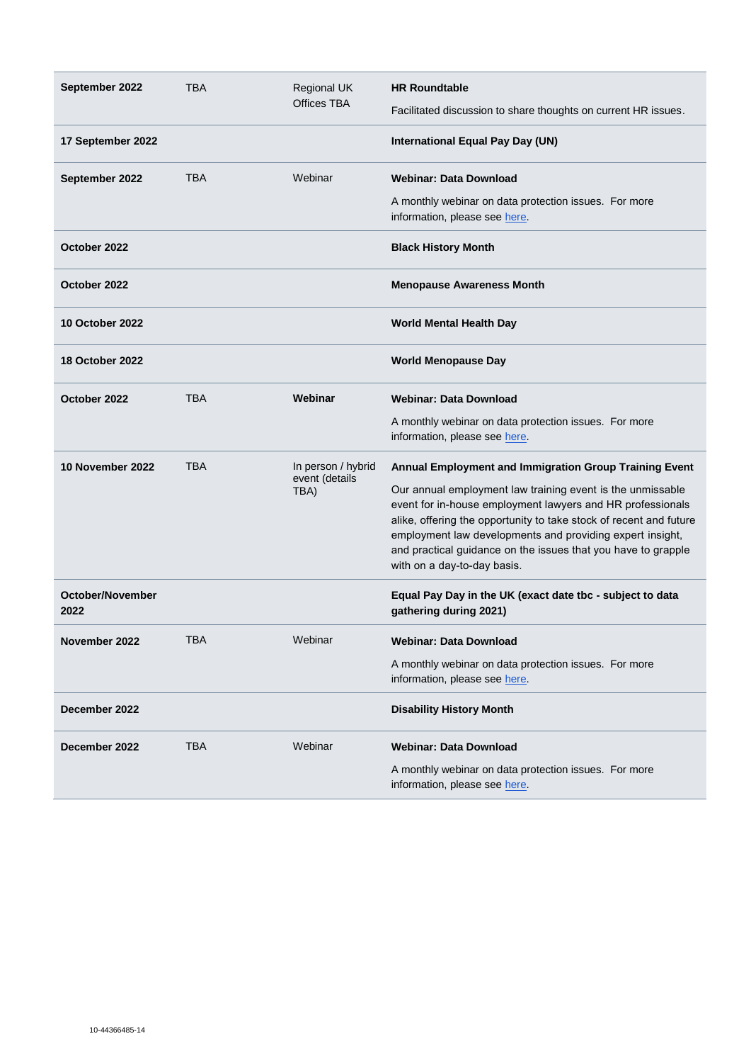| | | | |
|---|---|---|---|
| **September 2022** | TBA | Regional UK Offices TBA | **HR Roundtable**<br><br>Facilitated discussion to share thoughts on current HR issues. |
| **17 September 2022** | | | **International Equal Pay Day (UN)** |
| **September 2022** | TBA | Webinar | **Webinar: Data Download**<br><br>A monthly webinar on data protection issues. For more information, please see here. |
| **October 2022** | | | **Black History Month** |
| **October 2022** | | | **Menopause Awareness Month** |
| **10 October 2022** | | | **World Mental Health Day** |
| **18 October 2022** | | | **World Menopause Day** |
| **October 2022** | TBA | **Webinar** | **Webinar: Data Download**<br><br>A monthly webinar on data protection issues. For more information, please see here. |
| **10 November 2022** | TBA | In person / hybrid event (details TBA) | **Annual Employment and Immigration Group Training Event**<br><br>Our annual employment law training event is the unmissable event for in-house employment lawyers and HR professionals alike, offering the opportunity to take stock of recent and future employment law developments and providing expert insight, and practical guidance on the issues that you have to grapple with on a day-to-day basis. |
| **October/November 2022** | | | **Equal Pay Day in the UK (exact date tbc - subject to data gathering during 2021)** |
| **November 2022** | TBA | Webinar | **Webinar: Data Download**<br><br>A monthly webinar on data protection issues. For more information, please see here. |
| **December 2022** | | | **Disability History Month** |
| **December 2022** | TBA | Webinar | **Webinar: Data Download**<br><br>A monthly webinar on data protection issues. For more information, please see here. |

10-44366485-14